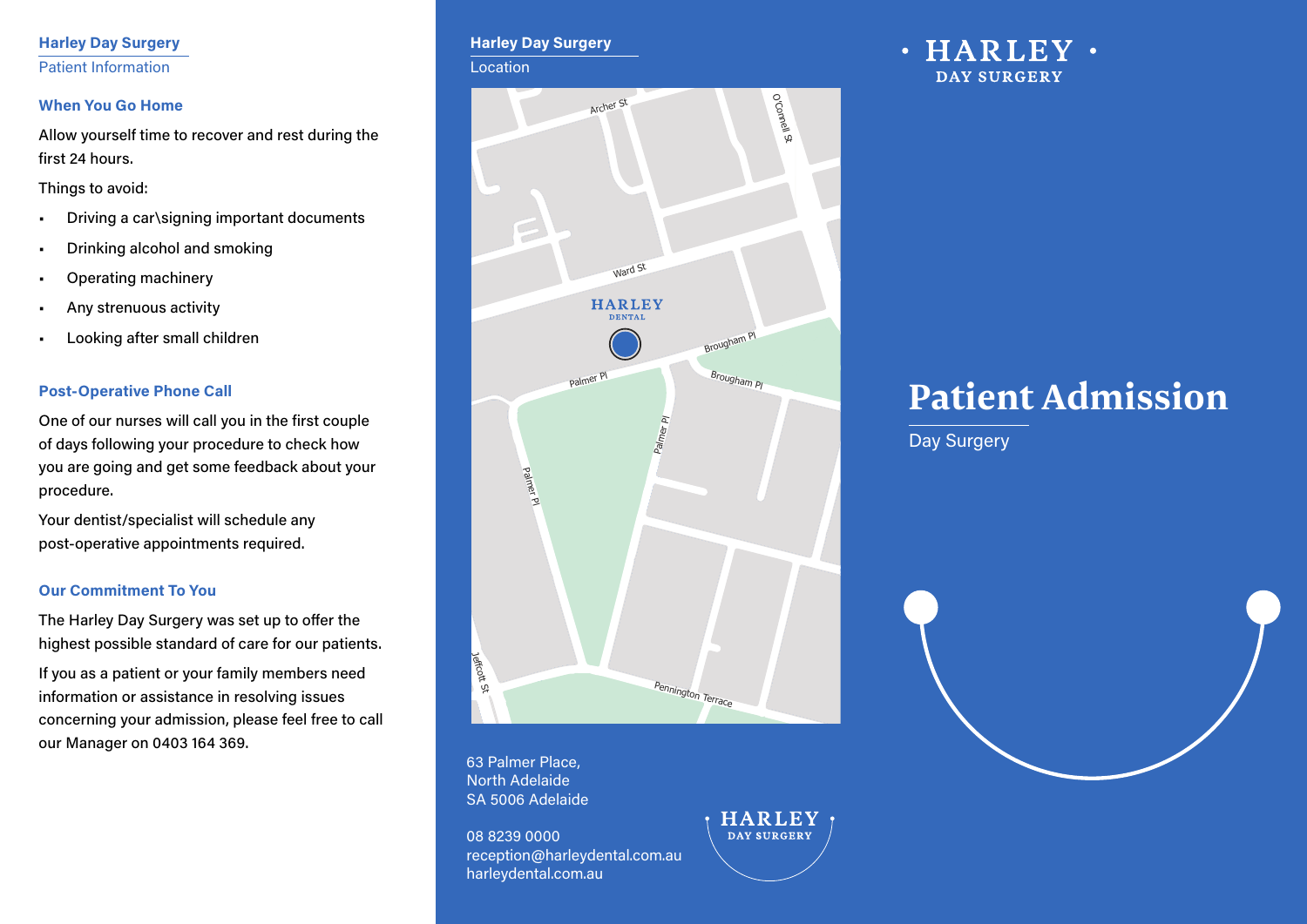## Harley Day Surgery

Patient Information

### When You Go Home

Allow yourself time to recover and rest during the first 24 hours.

Things to avoid:

- Driving a car\signing important documents
- Drinking alcohol and smoking
- Operating machinery
- Any strenuous activity
- Looking after small children

### Post-Operative Phone Call

One of our nurses will call you in the first couple of days following your procedure to check how you are going and get some feedback about your procedure.

Your dentist/specialist will schedule any post-operative appointments required.

### Our Commitment To You

The Harley Day Surgery was set up to offer the highest possible standard of care for our patients.

If you as a patient or your family members need information or assistance in resolving issues concerning your admission, please feel free to call our Manager on 0403 164 369.

## Harley Day Surgery

Location

Archer St, O'Connell St, Ward St, HARLEY DENTAL, Brougham Pl, Palmer Pl, Brougham Pl, Palmer Pl, Palmer Pl, Jeffcott St, Pennington Terrace

63 Palmer Place,
North Adelaide
SA 5006 Adelaide

08 8239 0000
reception@harleydental.com.au
harleydental.com.au

HARLEY DAY SURGERY

HARLEY DAY SURGERY

# Patient Admission

Day Surgery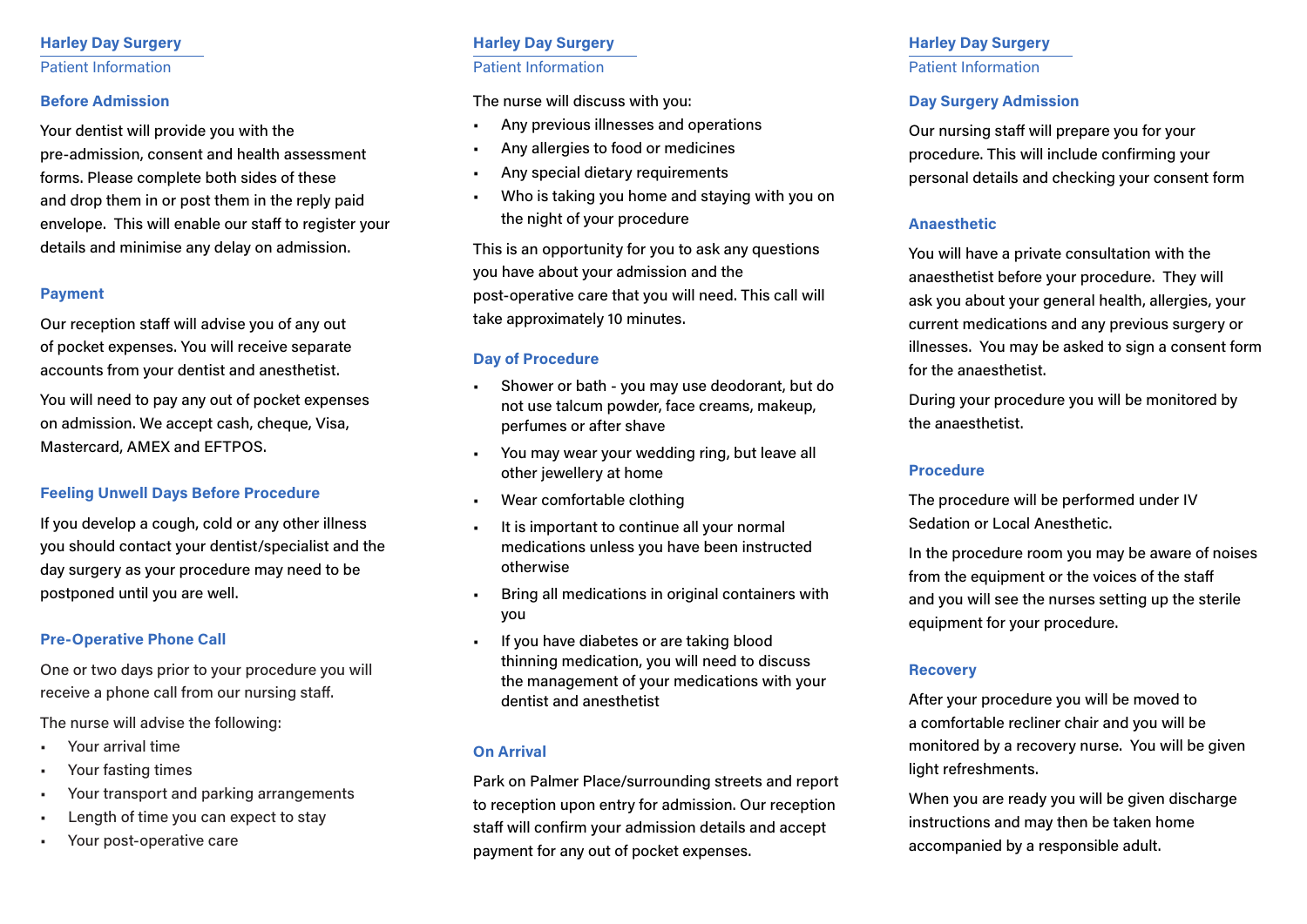## Before Admission

Your dentist will provide you with the pre-admission, consent and health assessment forms. Please complete both sides of these and drop them in or post them in the reply paid envelope. This will enable our staff to register your details and minimise any delay on admission.

## Payment

Our reception staff will advise you of any out of pocket expenses. You will receive separate accounts from your dentist and anesthetist.

You will need to pay any out of pocket expenses on admission. We accept cash, cheque, Visa, Mastercard, AMEX and EFTPOS.

## Feeling Unwell Days Before Procedure

If you develop a cough, cold or any other illness you should contact your dentist/specialist and the day surgery as your procedure may need to be postponed until you are well.

## Pre-Operative Phone Call

One or two days prior to your procedure you will receive a phone call from our nursing staff.

The nurse will advise the following:

- Your arrival time
- Your fasting times
- Your transport and parking arrangements
- Length of time you can expect to stay
- Your post-operative care

The nurse will discuss with you:

- Any previous illnesses and operations
- Any allergies to food or medicines
- Any special dietary requirements
- Who is taking you home and staying with you on the night of your procedure

This is an opportunity for you to ask any questions you have about your admission and the post-operative care that you will need. This call will take approximately 10 minutes.

## Day of Procedure

- Shower or bath - you may use deodorant, but do not use talcum powder, face creams, makeup, perfumes or after shave
- You may wear your wedding ring, but leave all other jewellery at home
- Wear comfortable clothing
- It is important to continue all your normal medications unless you have been instructed otherwise
- Bring all medications in original containers with you
- If you have diabetes or are taking blood thinning medication, you will need to discuss the management of your medications with your dentist and anesthetist

## On Arrival

Park on Palmer Place/surrounding streets and report to reception upon entry for admission. Our reception staff will confirm your admission details and accept payment for any out of pocket expenses.

## Day Surgery Admission

Our nursing staff will prepare you for your procedure. This will include confirming your personal details and checking your consent form

## Anaesthetic

You will have a private consultation with the anaesthetist before your procedure. They will ask you about your general health, allergies, your current medications and any previous surgery or illnesses. You may be asked to sign a consent form for the anaesthetist.

During your procedure you will be monitored by the anaesthetist.

## Procedure

The procedure will be performed under IV Sedation or Local Anesthetic.

In the procedure room you may be aware of noises from the equipment or the voices of the staff and you will see the nurses setting up the sterile equipment for your procedure.

## Recovery

After your procedure you will be moved to a comfortable recliner chair and you will be monitored by a recovery nurse. You will be given light refreshments.

When you are ready you will be given discharge instructions and may then be taken home accompanied by a responsible adult.